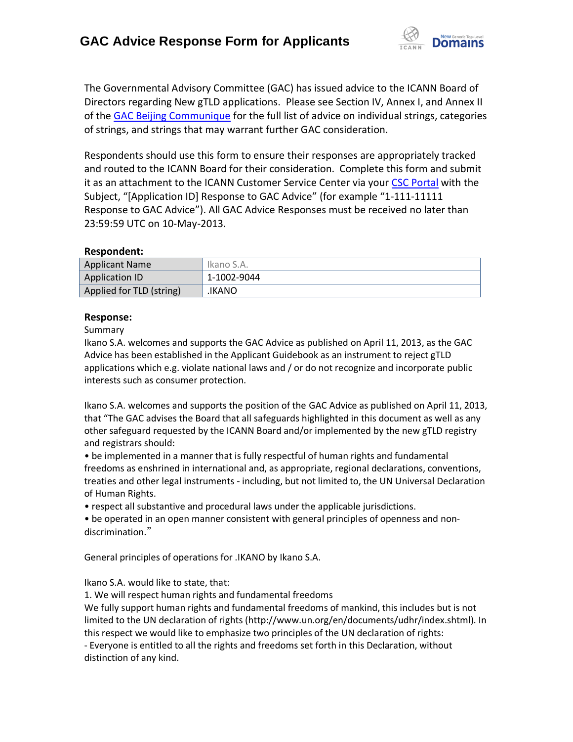# GAC Advice Response Form for Applicants

The Governmental Advisory Committee (GAC) has issued advice to the ICANN Board of Directors regarding New gTLD applications. Please see Section IV, Annex I, and Annex II of the GAC Beijing Communique for the full list of advice on individual strings, categories of strings, and strings that may warrant further GAC consideration.

Respondents should use this form to ensure their responses are appropriately tracked and routed to the ICANN Board for their consideration. Complete this form and submit it as an attachment to the ICANN Customer Service Center via your CSC Portal with the Subject, "[Application ID] Response to GAC Advice" (for example "1-111-11111 Response to GAC Advice"). All GAC Advice Responses must be received no later than 23:59:59 UTC on 10-May-2013.

**Respondent:**

| Applicant Name | Ikano S.A. |
|---|---|
| Application ID | 1-1002-9044 |
| Applied for TLD (string) | .IKANO |

**Response:**

Summary

Ikano S.A. welcomes and supports the GAC Advice as published on April 11, 2013, as the GAC Advice has been established in the Applicant Guidebook as an instrument to reject gTLD applications which e.g. violate national laws and / or do not recognize and incorporate public interests such as consumer protection.

Ikano S.A. welcomes and supports the position of the GAC Advice as published on April 11, 2013, that "The GAC advises the Board that all safeguards highlighted in this document as well as any other safeguard requested by the ICANN Board and/or implemented by the new gTLD registry and registrars should:

• be implemented in a manner that is fully respectful of human rights and fundamental freedoms as enshrined in international and, as appropriate, regional declarations, conventions, treaties and other legal instruments - including, but not limited to, the UN Universal Declaration of Human Rights.

• respect all substantive and procedural laws under the applicable jurisdictions.

• be operated in an open manner consistent with general principles of openness and non-discrimination."

General principles of operations for .IKANO by Ikano S.A.

Ikano S.A. would like to state, that:

1. We will respect human rights and fundamental freedoms

We fully support human rights and fundamental freedoms of mankind, this includes but is not limited to the UN declaration of rights (http://www.un.org/en/documents/udhr/index.shtml). In this respect we would like to emphasize two principles of the UN declaration of rights:

- Everyone is entitled to all the rights and freedoms set forth in this Declaration, without distinction of any kind.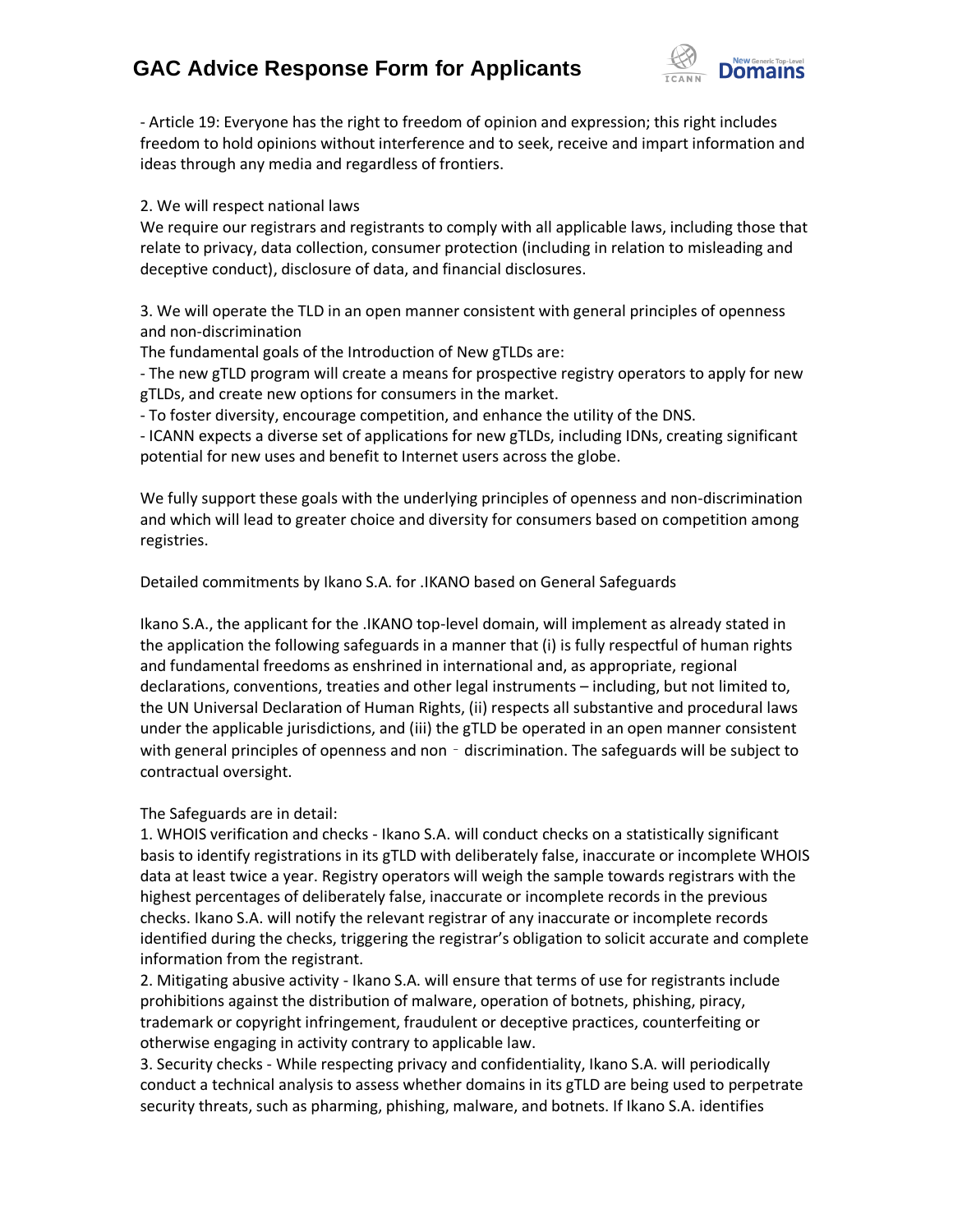- Article 19: Everyone has the right to freedom of opinion and expression; this right includes freedom to hold opinions without interference and to seek, receive and impart information and ideas through any media and regardless of frontiers.

2. We will respect national laws
We require our registrars and registrants to comply with all applicable laws, including those that relate to privacy, data collection, consumer protection (including in relation to misleading and deceptive conduct), disclosure of data, and financial disclosures.

3. We will operate the TLD in an open manner consistent with general principles of openness and non-discrimination
The fundamental goals of the Introduction of New gTLDs are:
- The new gTLD program will create a means for prospective registry operators to apply for new gTLDs, and create new options for consumers in the market.
- To foster diversity, encourage competition, and enhance the utility of the DNS.
- ICANN expects a diverse set of applications for new gTLDs, including IDNs, creating significant potential for new uses and benefit to Internet users across the globe.

We fully support these goals with the underlying principles of openness and non-discrimination and which will lead to greater choice and diversity for consumers based on competition among registries.

Detailed commitments by Ikano S.A. for .IKANO based on General Safeguards

Ikano S.A., the applicant for the .IKANO top-level domain, will implement as already stated in the application the following safeguards in a manner that (i) is fully respectful of human rights and fundamental freedoms as enshrined in international and, as appropriate, regional declarations, conventions, treaties and other legal instruments – including, but not limited to, the UN Universal Declaration of Human Rights, (ii) respects all substantive and procedural laws under the applicable jurisdictions, and (iii) the gTLD be operated in an open manner consistent with general principles of openness and non‐discrimination. The safeguards will be subject to contractual oversight.

The Safeguards are in detail:
1. WHOIS verification and checks - Ikano S.A. will conduct checks on a statistically significant basis to identify registrations in its gTLD with deliberately false, inaccurate or incomplete WHOIS data at least twice a year. Registry operators will weigh the sample towards registrars with the highest percentages of deliberately false, inaccurate or incomplete records in the previous checks. Ikano S.A. will notify the relevant registrar of any inaccurate or incomplete records identified during the checks, triggering the registrar's obligation to solicit accurate and complete information from the registrant.
2. Mitigating abusive activity - Ikano S.A. will ensure that terms of use for registrants include prohibitions against the distribution of malware, operation of botnets, phishing, piracy, trademark or copyright infringement, fraudulent or deceptive practices, counterfeiting or otherwise engaging in activity contrary to applicable law.
3. Security checks - While respecting privacy and confidentiality, Ikano S.A. will periodically conduct a technical analysis to assess whether domains in its gTLD are being used to perpetrate security threats, such as pharming, phishing, malware, and botnets. If Ikano S.A. identifies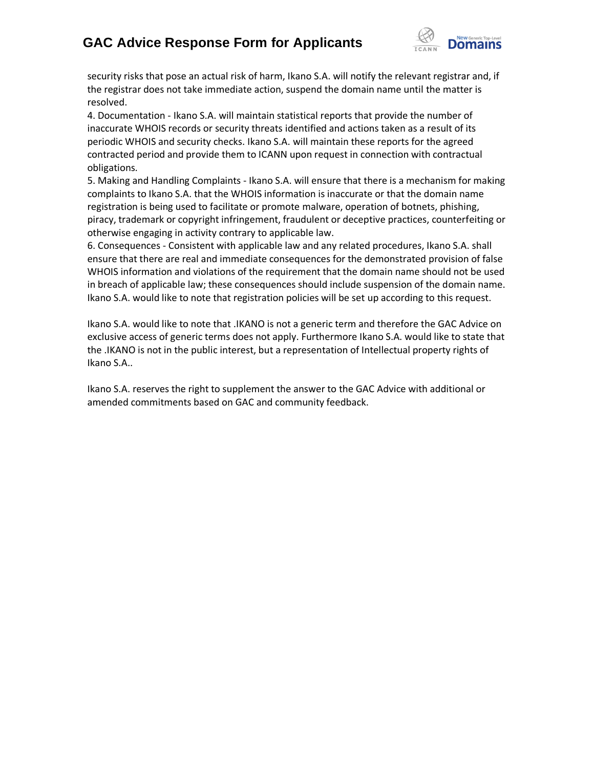security risks that pose an actual risk of harm, Ikano S.A. will notify the relevant registrar and, if the registrar does not take immediate action, suspend the domain name until the matter is resolved.

4. Documentation - Ikano S.A. will maintain statistical reports that provide the number of inaccurate WHOIS records or security threats identified and actions taken as a result of its periodic WHOIS and security checks. Ikano S.A. will maintain these reports for the agreed contracted period and provide them to ICANN upon request in connection with contractual obligations.

5. Making and Handling Complaints - Ikano S.A. will ensure that there is a mechanism for making complaints to Ikano S.A. that the WHOIS information is inaccurate or that the domain name registration is being used to facilitate or promote malware, operation of botnets, phishing, piracy, trademark or copyright infringement, fraudulent or deceptive practices, counterfeiting or otherwise engaging in activity contrary to applicable law.

6. Consequences - Consistent with applicable law and any related procedures, Ikano S.A. shall ensure that there are real and immediate consequences for the demonstrated provision of false WHOIS information and violations of the requirement that the domain name should not be used in breach of applicable law; these consequences should include suspension of the domain name. Ikano S.A. would like to note that registration policies will be set up according to this request.

Ikano S.A. would like to note that .IKANO is not a generic term and therefore the GAC Advice on exclusive access of generic terms does not apply. Furthermore Ikano S.A. would like to state that the .IKANO is not in the public interest, but a representation of Intellectual property rights of Ikano S.A..

Ikano S.A. reserves the right to supplement the answer to the GAC Advice with additional or amended commitments based on GAC and community feedback.